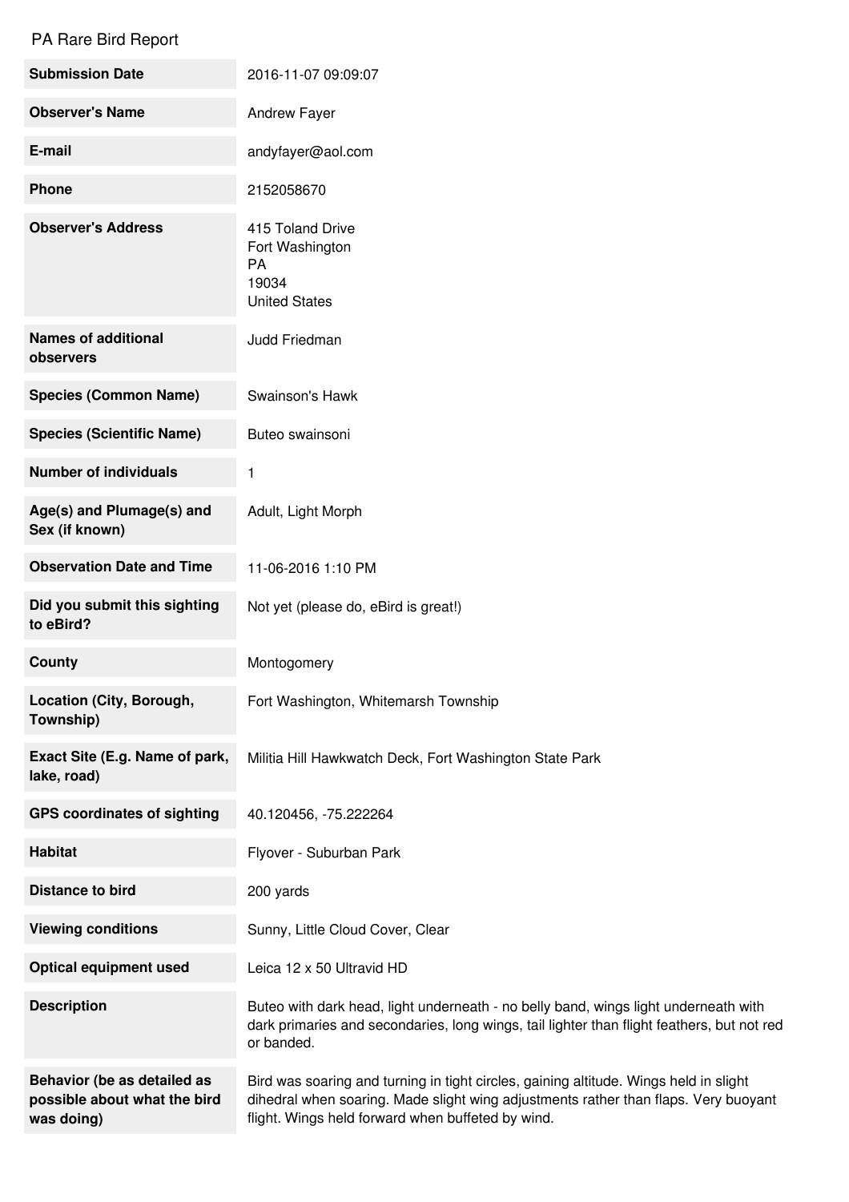PA Rare Bird Report

| | |
|---|---|
| **Submission Date** | 2016-11-07 09:09:07 |
| **Observer's Name** | Andrew Fayer |
| **E-mail** | andyfayer@aol.com |
| **Phone** | 2152058670 |
| **Observer's Address** | 415 Toland Drive<br>Fort Washington<br>PA<br>19034<br>United States |
| **Names of additional observers** | Judd Friedman |
| **Species (Common Name)** | Swainson's Hawk |
| **Species (Scientific Name)** | Buteo swainsoni |
| **Number of individuals** | 1 |
| **Age(s) and Plumage(s) and Sex (if known)** | Adult, Light Morph |
| **Observation Date and Time** | 11-06-2016 1:10 PM |
| **Did you submit this sighting to eBird?** | Not yet (please do, eBird is great!) |
| **County** | Montogomery |
| **Location (City, Borough, Township)** | Fort Washington, Whitemarsh Township |
| **Exact Site (E.g. Name of park, lake, road)** | Militia Hill Hawkwatch Deck, Fort Washington State Park |
| **GPS coordinates of sighting** | 40.120456, -75.222264 |
| **Habitat** | Flyover - Suburban Park |
| **Distance to bird** | 200 yards |
| **Viewing conditions** | Sunny, Little Cloud Cover, Clear |
| **Optical equipment used** | Leica 12 x 50 Ultravid HD |
| **Description** | Buteo with dark head, light underneath - no belly band, wings light underneath with dark primaries and secondaries, long wings, tail lighter than flight feathers, but not red or banded. |
| **Behavior (be as detailed as possible about what the bird was doing)** | Bird was soaring and turning in tight circles, gaining altitude. Wings held in slight dihedral when soaring. Made slight wing adjustments rather than flaps. Very buoyant flight. Wings held forward when buffeted by wind. |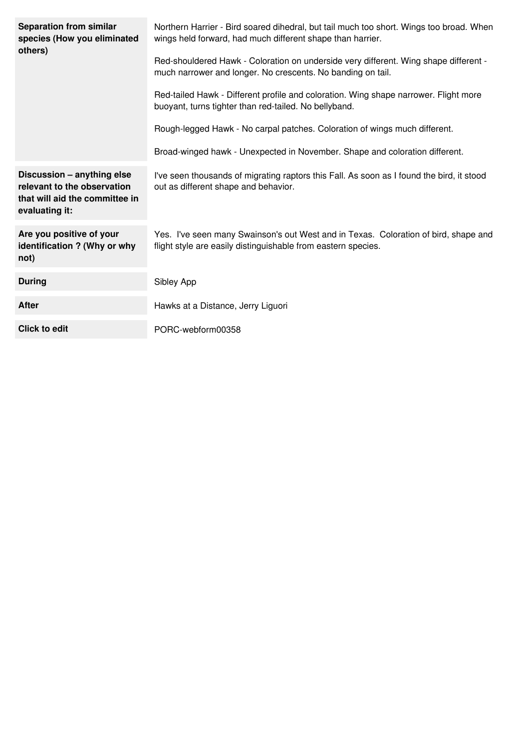| | |
|---|---|
| **Separation from similar species (How you eliminated others)** | Northern Harrier - Bird soared dihedral, but tail much too short. Wings too broad. When wings held forward, had much different shape than harrier.<br><br>Red-shouldered Hawk - Coloration on underside very different. Wing shape different - much narrower and longer. No crescents. No banding on tail.<br><br>Red-tailed Hawk - Different profile and coloration. Wing shape narrower. Flight more buoyant, turns tighter than red-tailed. No bellyband.<br><br>Rough-legged Hawk - No carpal patches. Coloration of wings much different.<br><br>Broad-winged hawk - Unexpected in November. Shape and coloration different. |
| **Discussion – anything else relevant to the observation that will aid the committee in evaluating it:** | I've seen thousands of migrating raptors this Fall. As soon as I found the bird, it stood out as different shape and behavior. |
| **Are you positive of your identification ? (Why or why not)** | Yes. I've seen many Swainson's out West and in Texas. Coloration of bird, shape and flight style are easily distinguishable from eastern species. |
| **During** | Sibley App |
| **After** | Hawks at a Distance, Jerry Liguori |
| **Click to edit** | PORC-webform00358 |